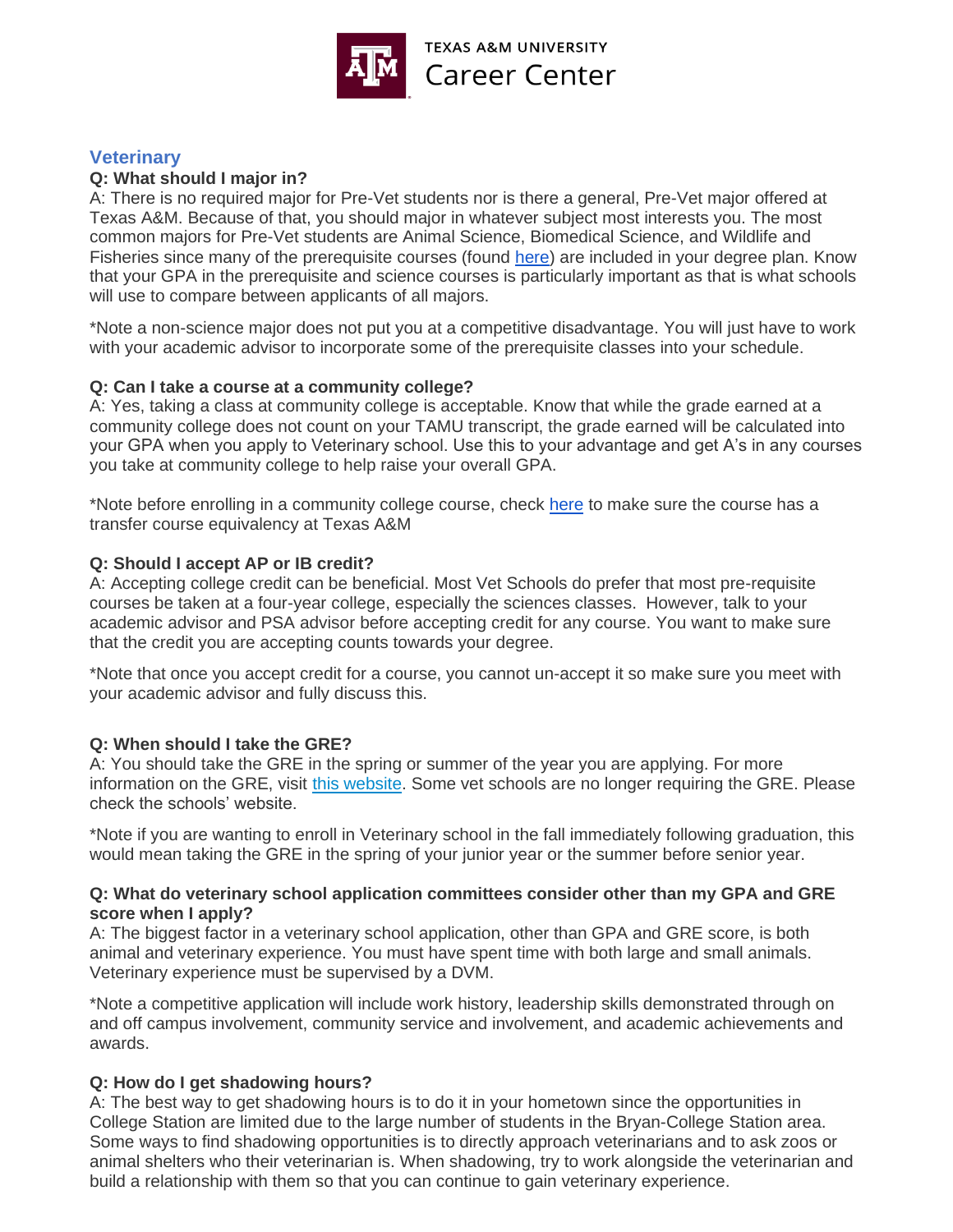# TEXAS A&M UNIVERSITY Career Center

## Veterinary

**Q: What should I major in?**

A: There is no required major for Pre-Vet students nor is there a general, Pre-Vet major offered at Texas A&M. Because of that, you should major in whatever subject most interests you. The most common majors for Pre-Vet students are Animal Science, Biomedical Science, and Wildlife and Fisheries since many of the prerequisite courses (found here) are included in your degree plan. Know that your GPA in the prerequisite and science courses is particularly important as that is what schools will use to compare between applicants of all majors.

*Note a non-science major does not put you at a competitive disadvantage. You will just have to work with your academic advisor to incorporate some of the prerequisite classes into your schedule.

**Q: Can I take a course at a community college?**

A: Yes, taking a class at community college is acceptable. Know that while the grade earned at a community college does not count on your TAMU transcript, the grade earned will be calculated into your GPA when you apply to Veterinary school. Use this to your advantage and get A's in any courses you take at community college to help raise your overall GPA.

*Note before enrolling in a community college course, check here to make sure the course has a transfer course equivalency at Texas A&M

**Q: Should I accept AP or IB credit?**

A: Accepting college credit can be beneficial. Most Vet Schools do prefer that most pre-requisite courses be taken at a four-year college, especially the sciences classes. However, talk to your academic advisor and PSA advisor before accepting credit for any course. You want to make sure that the credit you are accepting counts towards your degree.

*Note that once you accept credit for a course, you cannot un-accept it so make sure you meet with your academic advisor and fully discuss this.

**Q: When should I take the GRE?**

A: You should take the GRE in the spring or summer of the year you are applying. For more information on the GRE, visit this website. Some vet schools are no longer requiring the GRE. Please check the schools' website.

*Note if you are wanting to enroll in Veterinary school in the fall immediately following graduation, this would mean taking the GRE in the spring of your junior year or the summer before senior year.

**Q: What do veterinary school application committees consider other than my GPA and GRE score when I apply?**

A: The biggest factor in a veterinary school application, other than GPA and GRE score, is both animal and veterinary experience. You must have spent time with both large and small animals. Veterinary experience must be supervised by a DVM.

*Note a competitive application will include work history, leadership skills demonstrated through on and off campus involvement, community service and involvement, and academic achievements and awards.

**Q: How do I get shadowing hours?**

A: The best way to get shadowing hours is to do it in your hometown since the opportunities in College Station are limited due to the large number of students in the Bryan-College Station area. Some ways to find shadowing opportunities is to directly approach veterinarians and to ask zoos or animal shelters who their veterinarian is. When shadowing, try to work alongside the veterinarian and build a relationship with them so that you can continue to gain veterinary experience.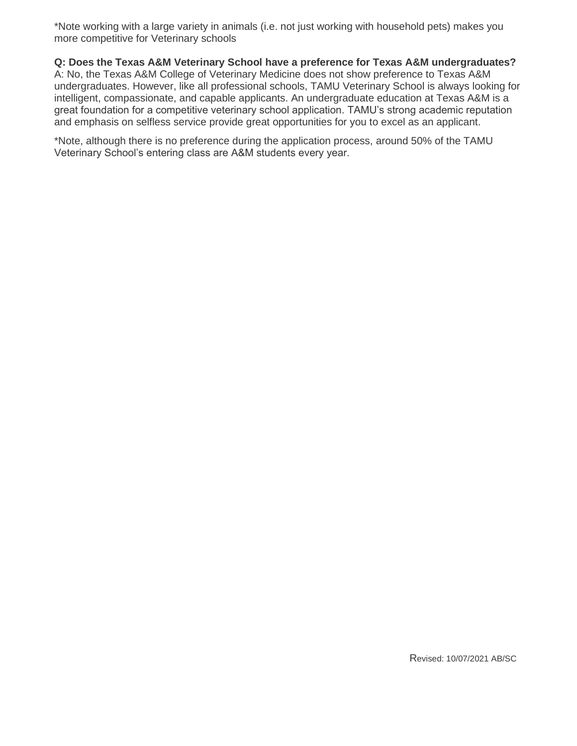*Note working with a large variety in animals (i.e. not just working with household pets) makes you more competitive for Veterinary schools

**Q: Does the Texas A&M Veterinary School have a preference for Texas A&M undergraduates?**
A: No, the Texas A&M College of Veterinary Medicine does not show preference to Texas A&M undergraduates. However, like all professional schools, TAMU Veterinary School is always looking for intelligent, compassionate, and capable applicants. An undergraduate education at Texas A&M is a great foundation for a competitive veterinary school application. TAMU's strong academic reputation and emphasis on selfless service provide great opportunities for you to excel as an applicant.

*Note, although there is no preference during the application process, around 50% of the TAMU Veterinary School's entering class are A&M students every year.

Revised: 10/07/2021 AB/SC